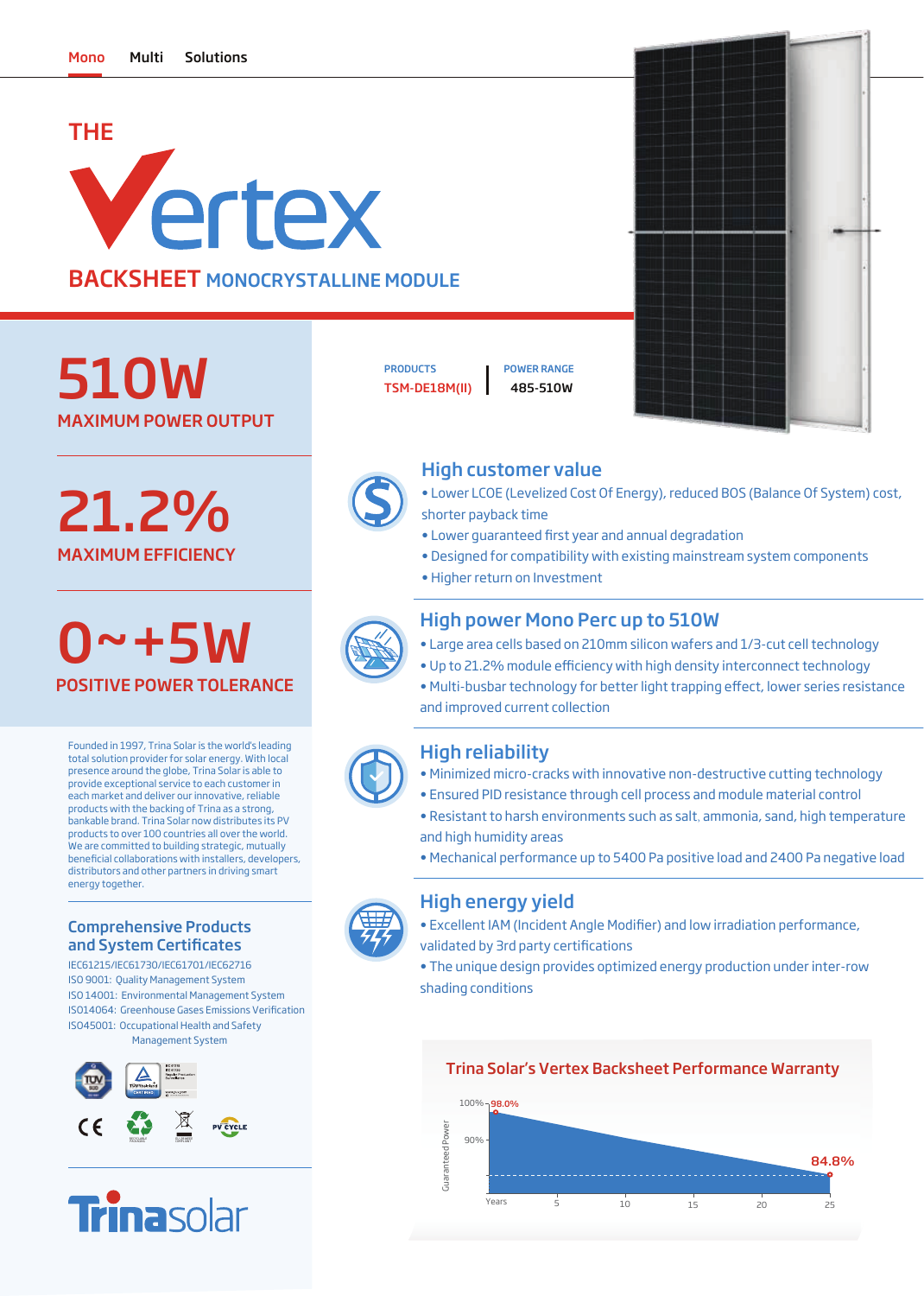Mono Multi Solutions

# THE Vertex

## BACKSHEET MONOCRYSTALLINE MODULE

| PRODUCTS | POWER RANGE |
|---|---|
| TSM-DE18M(II) | 485-510W |

**510W**
MAXIMUM POWER OUTPUT

**21.2%**
MAXIMUM EFFICIENCY

**0~+5W**
POSITIVE POWER TOLERANCE

Founded in 1997, Trina Solar is the world's leading total solution provider for solar energy. With local presence around the globe, Trina Solar is able to provide exceptional service to each customer in each market and deliver our innovative, reliable products with the backing of Trina as a strong, bankable brand. Trina Solar now distributes its PV products to over 100 countries all over the world. We are committed to building strategic, mutually beneficial collaborations with installers, developers, distributors and other partners in driving smart energy together.

### Comprehensive Products and System Certificates

IEC61215/IEC61730/IEC61701/IEC62716
ISO 9001: Quality Management System
ISO 14001: Environmental Management System
ISO14064: Greenhouse Gases Emissions Verification
ISO45001: Occupational Health and Safety Management System

### High customer value

- Lower LCOE (Levelized Cost Of Energy), reduced BOS (Balance Of System) cost, shorter payback time
- Lower guaranteed first year and annual degradation
- Designed for compatibility with existing mainstream system components
- Higher return on Investment

### High power Mono Perc up to 510W

- Large area cells based on 210mm silicon wafers and 1/3-cut cell technology
- Up to 21.2% module efficiency with high density interconnect technology
- Multi-busbar technology for better light trapping effect, lower series resistance and improved current collection

### High reliability

- Minimized micro-cracks with innovative non-destructive cutting technology
- Ensured PID resistance through cell process and module material control
- Resistant to harsh environments such as salt, ammonia, sand, high temperature and high humidity areas
- Mechanical performance up to 5400 Pa positive load and 2400 Pa negative load

### High energy yield

- Excellent IAM (Incident Angle Modifier) and low irradiation performance, validated by 3rd party certifications
- The unique design provides optimized energy production under inter-row shading conditions

### Trina Solar's Vertex Backsheet Performance Warranty

Guaranteed Power: 100%, 90%; 98.0% (start) to 84.8% (year 25)
Years: 5, 10, 15, 20, 25

Trinasolar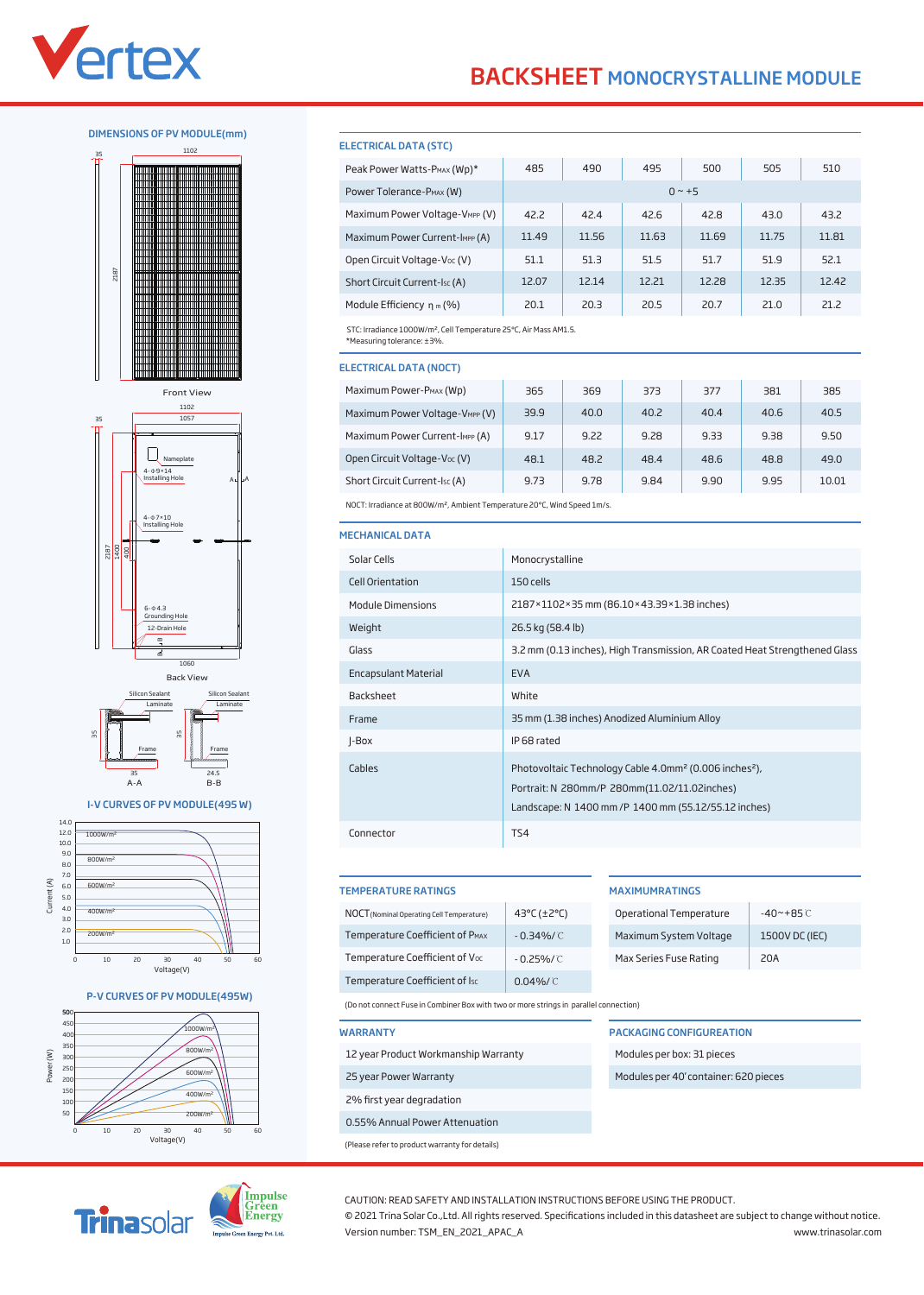# Vertex

## BACKSHEET MONOCRYSTALLINE MODULE

### DIMENSIONS OF PV MODULE(mm)

35
1102
2187
Front View

1102
1057
35
Nameplate
4-φ9×14 Installing Hole
A A
4-φ7×10 Installing Hole
2187
1400
400
6-φ4.3 Grounding Hole
12-Drain Hole
8
1060
Back View

Silicon Sealant
Laminate
Frame
35
35
A-A

Silicon Sealant
Laminate
Frame
35
24.5
B-B

### I-V CURVES OF PV MODULE(495 W)

Current (A)
14.0
12.0
10.0
9.0
8.0
7.0
6.0
5.0
4.0
3.0
2.0
1.0
1000W/m²
800W/m²
600W/m²
400W/m²
200W/m²
0 10 20 30 40 50 60
Voltage(V)

### P-V CURVES OF PV MODULE(495W)

Power (W)
500
450
400
350
300
250
200
150
100
50
1000W/m²
800W/m²
600W/m²
400W/m²
200W/m²
0 10 20 30 40 50 60
Voltage(V)

### ELECTRICAL DATA (STC)

| | | | | | | |
|---|---|---|---|---|---|---|
| Peak Power Watts-$P_{MAX}$ (Wp)* | 485 | 490 | 495 | 500 | 505 | 510 |
| Power Tolerance-$P_{MAX}$ (W) | 0 ~ +5 | | | | | |
| Maximum Power Voltage-$V_{MPP}$ (V) | 42.2 | 42.4 | 42.6 | 42.8 | 43.0 | 43.2 |
| Maximum Power Current-$I_{MPP}$ (A) | 11.49 | 11.56 | 11.63 | 11.69 | 11.75 | 11.81 |
| Open Circuit Voltage-$V_{OC}$ (V) | 51.1 | 51.3 | 51.5 | 51.7 | 51.9 | 52.1 |
| Short Circuit Current-$I_{SC}$ (A) | 12.07 | 12.14 | 12.21 | 12.28 | 12.35 | 12.42 |
| Module Efficiency $\eta_m$ (%) | 20.1 | 20.3 | 20.5 | 20.7 | 21.0 | 21.2 |

STC: Irradiance 1000W/m², Cell Temperature 25°C, Air Mass AM1.5.
*Measuring tolerance: ±3%.

### ELECTRICAL DATA (NOCT)

| | | | | | | |
|---|---|---|---|---|---|---|
| Maximum Power-$P_{MAX}$ (Wp) | 365 | 369 | 373 | 377 | 381 | 385 |
| Maximum Power Voltage-$V_{MPP}$ (V) | 39.9 | 40.0 | 40.2 | 40.4 | 40.6 | 40.5 |
| Maximum Power Current-$I_{MPP}$ (A) | 9.17 | 9.22 | 9.28 | 9.33 | 9.38 | 9.50 |
| Open Circuit Voltage-$V_{OC}$ (V) | 48.1 | 48.2 | 48.4 | 48.6 | 48.8 | 49.0 |
| Short Circuit Current-$I_{SC}$ (A) | 9.73 | 9.78 | 9.84 | 9.90 | 9.95 | 10.01 |

NOCT: Irradiance at 800W/m², Ambient Temperature 20°C, Wind Speed 1m/s.

### MECHANICAL DATA

| | |
|---|---|
| Solar Cells | Monocrystalline |
| Cell Orientation | 150 cells |
| Module Dimensions | 2187×1102×35 mm (86.10×43.39×1.38 inches) |
| Weight | 26.5 kg (58.4 lb) |
| Glass | 3.2 mm (0.13 inches), High Transmission, AR Coated Heat Strengthened Glass |
| Encapsulant Material | EVA |
| Backsheet | White |
| Frame | 35 mm (1.38 inches) Anodized Aluminium Alloy |
| J-Box | IP 68 rated |
| Cables | Photovoltaic Technology Cable 4.0mm² (0.006 inches²), Portrait: N 280mm/P 280mm(11.02/11.02inches) Landscape: N 1400 mm /P 1400 mm (55.12/55.12 inches) |
| Connector | TS4 |

### TEMPERATURE RATINGS

| | |
|---|---|
| NOCT (Nominal Operating Cell Temperature) | 43°C (±2°C) |
| Temperature Coefficient of $P_{MAX}$ | - 0.34%/°C |
| Temperature Coefficient of $V_{OC}$ | - 0.25%/°C |
| Temperature Coefficient of $I_{SC}$ | 0.04%/°C |

### MAXIMUMRATINGS

| | |
|---|---|
| Operational Temperature | -40~+85°C |
| Maximum System Voltage | 1500V DC (IEC) |
| Max Series Fuse Rating | 20A |

(Do not connect Fuse in Combiner Box with two or more strings in parallel connection)

### WARRANTY

- 12 year Product Workmanship Warranty
- 25 year Power Warranty
- 2% first year degradation
- 0.55% Annual Power Attenuation

(Please refer to product warranty for details)

### PACKAGING CONFIGUREATION

- Modules per box: 31 pieces
- Modules per 40' container: 620 pieces

Trinasolar
Impulse Green Energy
Impulse Green Energy Pvt. Ltd.

CAUTION: READ SAFETY AND INSTALLATION INSTRUCTIONS BEFORE USING THE PRODUCT.
© 2021 Trina Solar Co.,Ltd. All rights reserved. Specifications included in this datasheet are subject to change without notice.
Version number: TSM_EN_2021_APAC_A
www.trinasolar.com